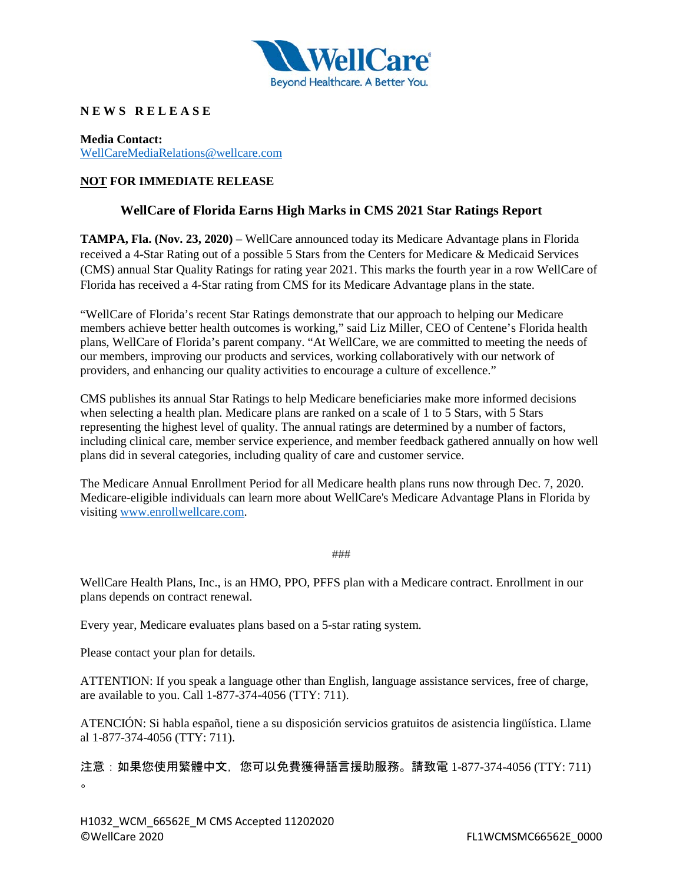WellCare
Beyond Healthcare. A Better You.

**N E W S   R E L E A S E**

**Media Contact:**
WellCareMediaRelations@wellcare.com

**NOT FOR IMMEDIATE RELEASE**

## WellCare of Florida Earns High Marks in CMS 2021 Star Ratings Report

**TAMPA, Fla. (Nov. 23, 2020)** – WellCare announced today its Medicare Advantage plans in Florida received a 4-Star Rating out of a possible 5 Stars from the Centers for Medicare & Medicaid Services (CMS) annual Star Quality Ratings for rating year 2021. This marks the fourth year in a row WellCare of Florida has received a 4-Star rating from CMS for its Medicare Advantage plans in the state.

"WellCare of Florida's recent Star Ratings demonstrate that our approach to helping our Medicare members achieve better health outcomes is working," said Liz Miller, CEO of Centene's Florida health plans, WellCare of Florida's parent company. "At WellCare, we are committed to meeting the needs of our members, improving our products and services, working collaboratively with our network of providers, and enhancing our quality activities to encourage a culture of excellence."

CMS publishes its annual Star Ratings to help Medicare beneficiaries make more informed decisions when selecting a health plan. Medicare plans are ranked on a scale of 1 to 5 Stars, with 5 Stars representing the highest level of quality. The annual ratings are determined by a number of factors, including clinical care, member service experience, and member feedback gathered annually on how well plans did in several categories, including quality of care and customer service.

The Medicare Annual Enrollment Period for all Medicare health plans runs now through Dec. 7, 2020. Medicare-eligible individuals can learn more about WellCare's Medicare Advantage Plans in Florida by visiting www.enrollwellcare.com.

###

WellCare Health Plans, Inc., is an HMO, PPO, PFFS plan with a Medicare contract. Enrollment in our plans depends on contract renewal.

Every year, Medicare evaluates plans based on a 5-star rating system.

Please contact your plan for details.

ATTENTION: If you speak a language other than English, language assistance services, free of charge, are available to you. Call 1-877-374-4056 (TTY: 711).

ATENCIÓN: Si habla español, tiene a su disposición servicios gratuitos de asistencia lingüística. Llame al 1-877-374-4056 (TTY: 711).

注意：如果您使用繁體中文，您可以免費獲得語言援助服務。請致電 1-877-374-4056 (TTY: 711)。

H1032_WCM_66562E_M CMS Accepted 11202020
©WellCare 2020 FL1WCMSMC66562E_0000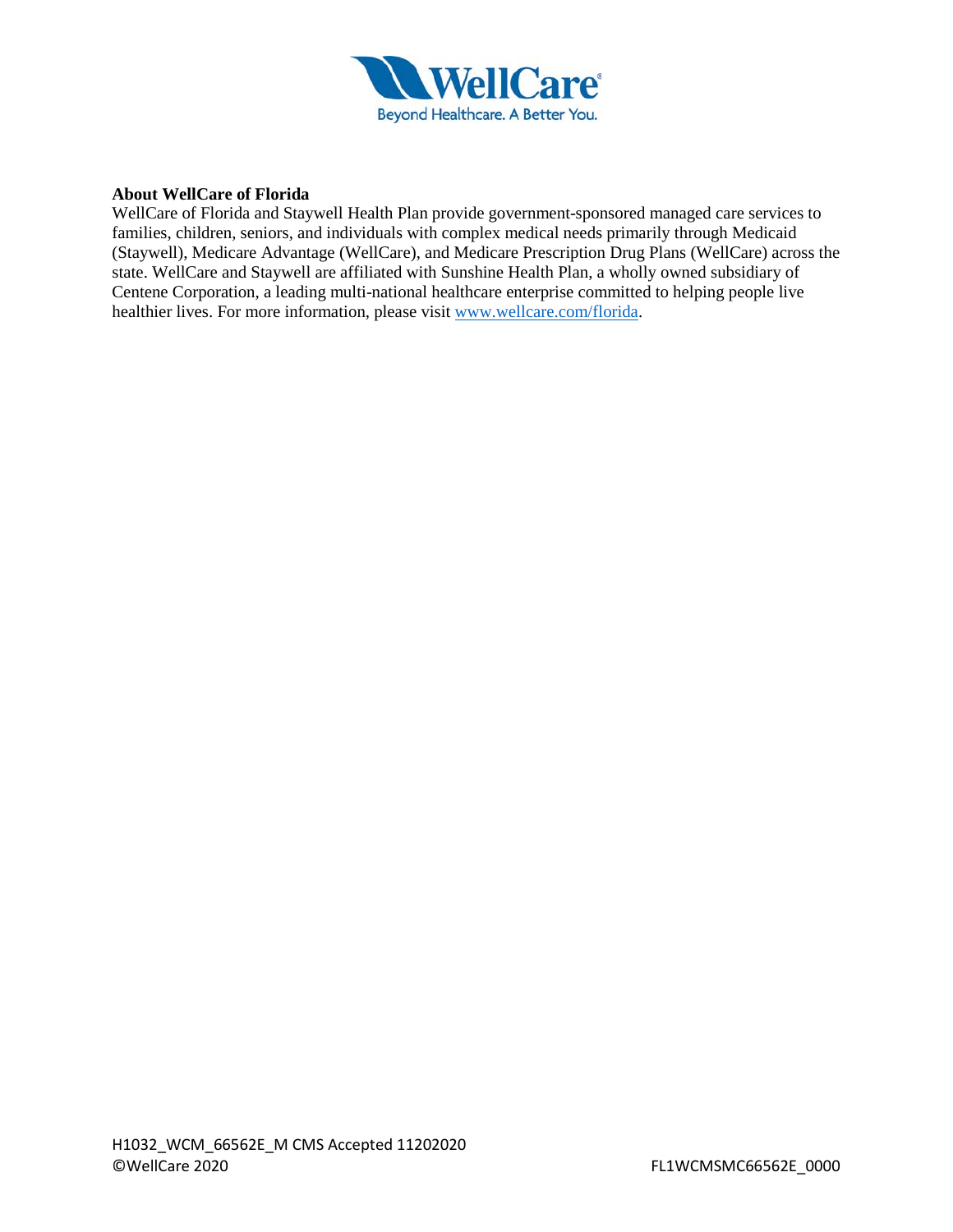**About WellCare of Florida**

WellCare of Florida and Staywell Health Plan provide government-sponsored managed care services to families, children, seniors, and individuals with complex medical needs primarily through Medicaid (Staywell), Medicare Advantage (WellCare), and Medicare Prescription Drug Plans (WellCare) across the state. WellCare and Staywell are affiliated with Sunshine Health Plan, a wholly owned subsidiary of Centene Corporation, a leading multi-national healthcare enterprise committed to helping people live healthier lives. For more information, please visit www.wellcare.com/florida.

H1032_WCM_66562E_M CMS Accepted 11202020

©WellCare 2020

FL1WCMSMC66562E_0000